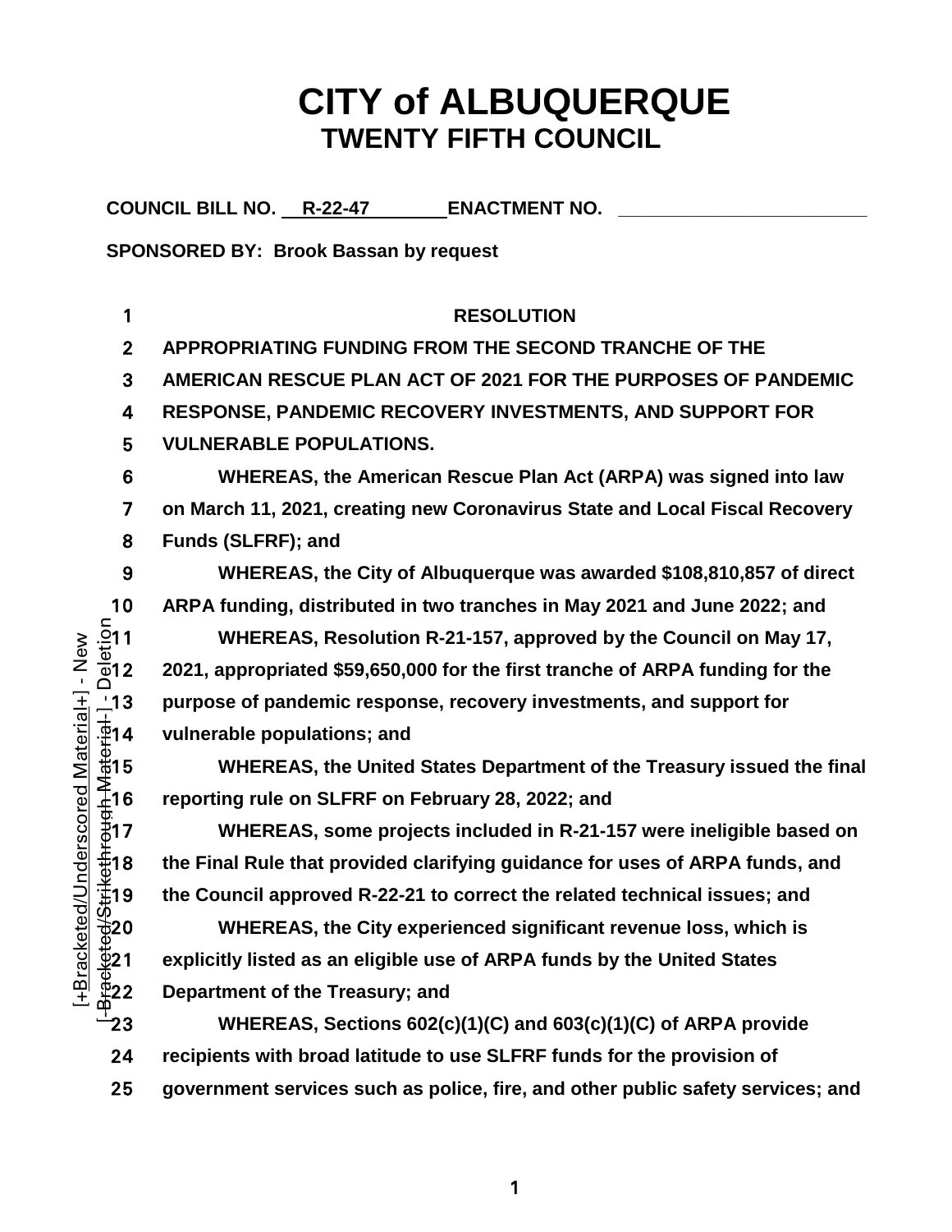# CITY of ALBUQUERQUE
## TWENTY FIFTH COUNCIL

**COUNCIL BILL NO. R-22-47 ENACTMENT NO. ________________________**

**SPONSORED BY: Brook Bassan by request**

**RESOLUTION**

**APPROPRIATING FUNDING FROM THE SECOND TRANCHE OF THE AMERICAN RESCUE PLAN ACT OF 2021 FOR THE PURPOSES OF PANDEMIC RESPONSE, PANDEMIC RECOVERY INVESTMENTS, AND SUPPORT FOR VULNERABLE POPULATIONS.**

**WHEREAS, the American Rescue Plan Act (ARPA) was signed into law on March 11, 2021, creating new Coronavirus State and Local Fiscal Recovery Funds (SLFRF); and**

**WHEREAS, the City of Albuquerque was awarded $108,810,857 of direct ARPA funding, distributed in two tranches in May 2021 and June 2022; and**

**WHEREAS, Resolution R-21-157, approved by the Council on May 17, 2021, appropriated $59,650,000 for the first tranche of ARPA funding for the purpose of pandemic response, recovery investments, and support for vulnerable populations; and**

**WHEREAS, the United States Department of the Treasury issued the final reporting rule on SLFRF on February 28, 2022; and**

**WHEREAS, some projects included in R-21-157 were ineligible based on the Final Rule that provided clarifying guidance for uses of ARPA funds, and the Council approved R-22-21 to correct the related technical issues; and**

**WHEREAS, the City experienced significant revenue loss, which is explicitly listed as an eligible use of ARPA funds by the United States Department of the Treasury; and**

**WHEREAS, Sections 602(c)(1)(C) and 603(c)(1)(C) of ARPA provide recipients with broad latitude to use SLFRF funds for the provision of government services such as police, fire, and other public safety services; and**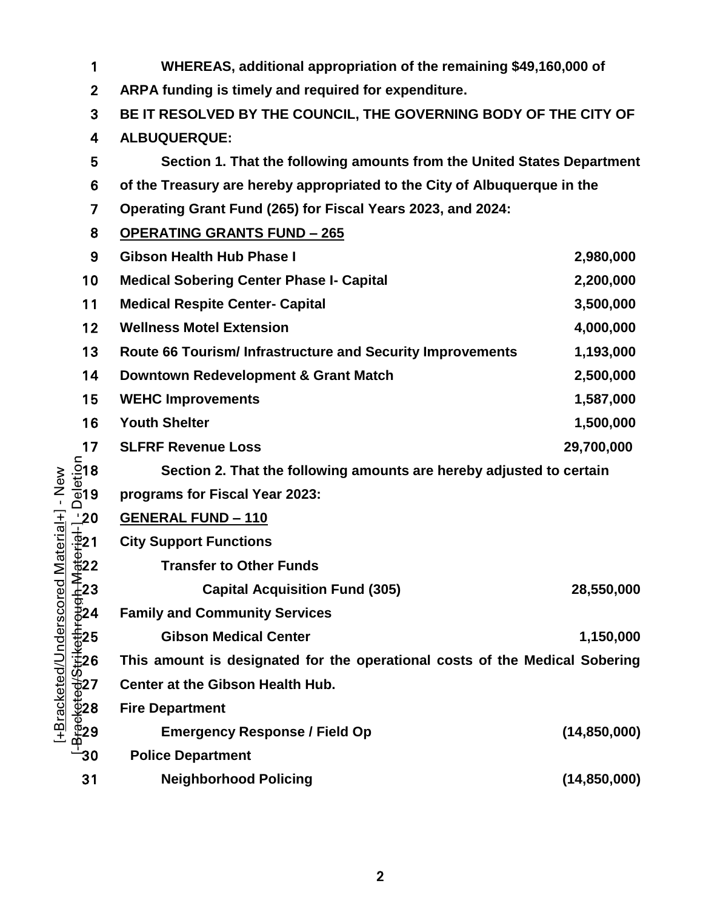**WHEREAS, additional appropriation of the remaining $49,160,000 of ARPA funding is timely and required for expenditure.**

**BE IT RESOLVED BY THE COUNCIL, THE GOVERNING BODY OF THE CITY OF ALBUQUERQUE:**

**Section 1. That the following amounts from the United States Department of the Treasury are hereby appropriated to the City of Albuquerque in the Operating Grant Fund (265) for Fiscal Years 2023, and 2024:**

**<u>OPERATING GRANTS FUND – 265</u>**

| | |
|---|---|
| **Gibson Health Hub Phase I** | **2,980,000** |
| **Medical Sobering Center Phase I- Capital** | **2,200,000** |
| **Medical Respite Center- Capital** | **3,500,000** |
| **Wellness Motel Extension** | **4,000,000** |
| **Route 66 Tourism/ Infrastructure and Security Improvements** | **1,193,000** |
| **Downtown Redevelopment & Grant Match** | **2,500,000** |
| **WEHC Improvements** | **1,587,000** |
| **Youth Shelter** | **1,500,000** |
| **SLFRF Revenue Loss** | **29,700,000** |

**Section 2. That the following amounts are hereby adjusted to certain programs for Fiscal Year 2023:**

**<u>GENERAL FUND – 110</u>**

| | |
|---|---|
| **City Support Functions** | |
| **Transfer to Other Funds** | |
| **Capital Acquisition Fund (305)** | **28,550,000** |
| **Family and Community Services** | |
| **Gibson Medical Center** | **1,150,000** |

**This amount is designated for the operational costs of the Medical Sobering Center at the Gibson Health Hub.**

| | |
|---|---|
| **Fire Department** | |
| **Emergency Response / Field Op** | **(14,850,000)** |
| **Police Department** | |
| **Neighborhood Policing** | **(14,850,000)** |

[+Bracketed/Underscored Material+] - New
[-Bracketed/Strikethrough Material-] - Deletion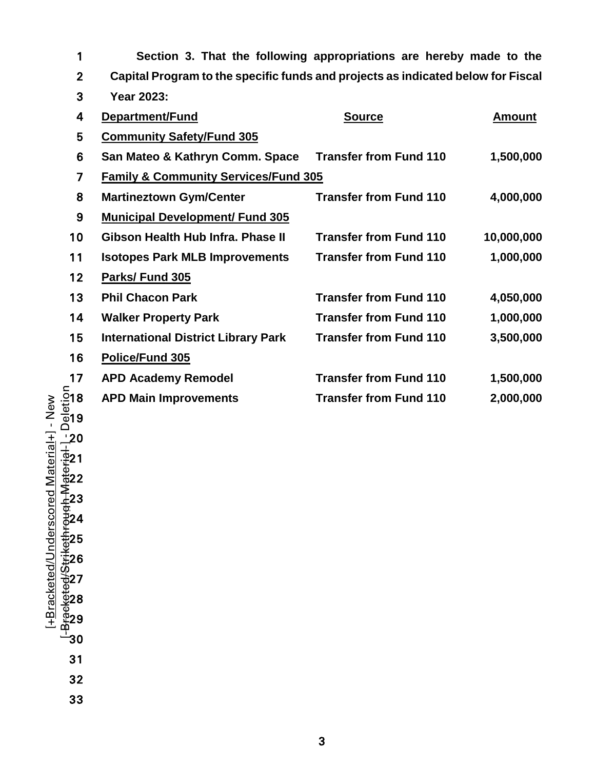**Section 3. That the following appropriations are hereby made to the Capital Program to the specific funds and projects as indicated below for Fiscal Year 2023:**

| Department/Fund | Source | Amount |
|---|---|---|
| **Community Safety/Fund 305** | | |
| San Mateo & Kathryn Comm. Space | Transfer from Fund 110 | 1,500,000 |
| **Family & Community Services/Fund 305** | | |
| Martineztown Gym/Center | Transfer from Fund 110 | 4,000,000 |
| **Municipal Development/ Fund 305** | | |
| Gibson Health Hub Infra. Phase II | Transfer from Fund 110 | 10,000,000 |
| Isotopes Park MLB Improvements | Transfer from Fund 110 | 1,000,000 |
| **Parks/ Fund 305** | | |
| Phil Chacon Park | Transfer from Fund 110 | 4,050,000 |
| Walker Property Park | Transfer from Fund 110 | 1,000,000 |
| International District Library Park | Transfer from Fund 110 | 3,500,000 |
| **Police/Fund 305** | | |
| APD Academy Remodel | Transfer from Fund 110 | 1,500,000 |
| APD Main Improvements | Transfer from Fund 110 | 2,000,000 |

[+Bracketed/Underscored Material+] - New
[-Bracketed/Strikethrough Material-] - Deletion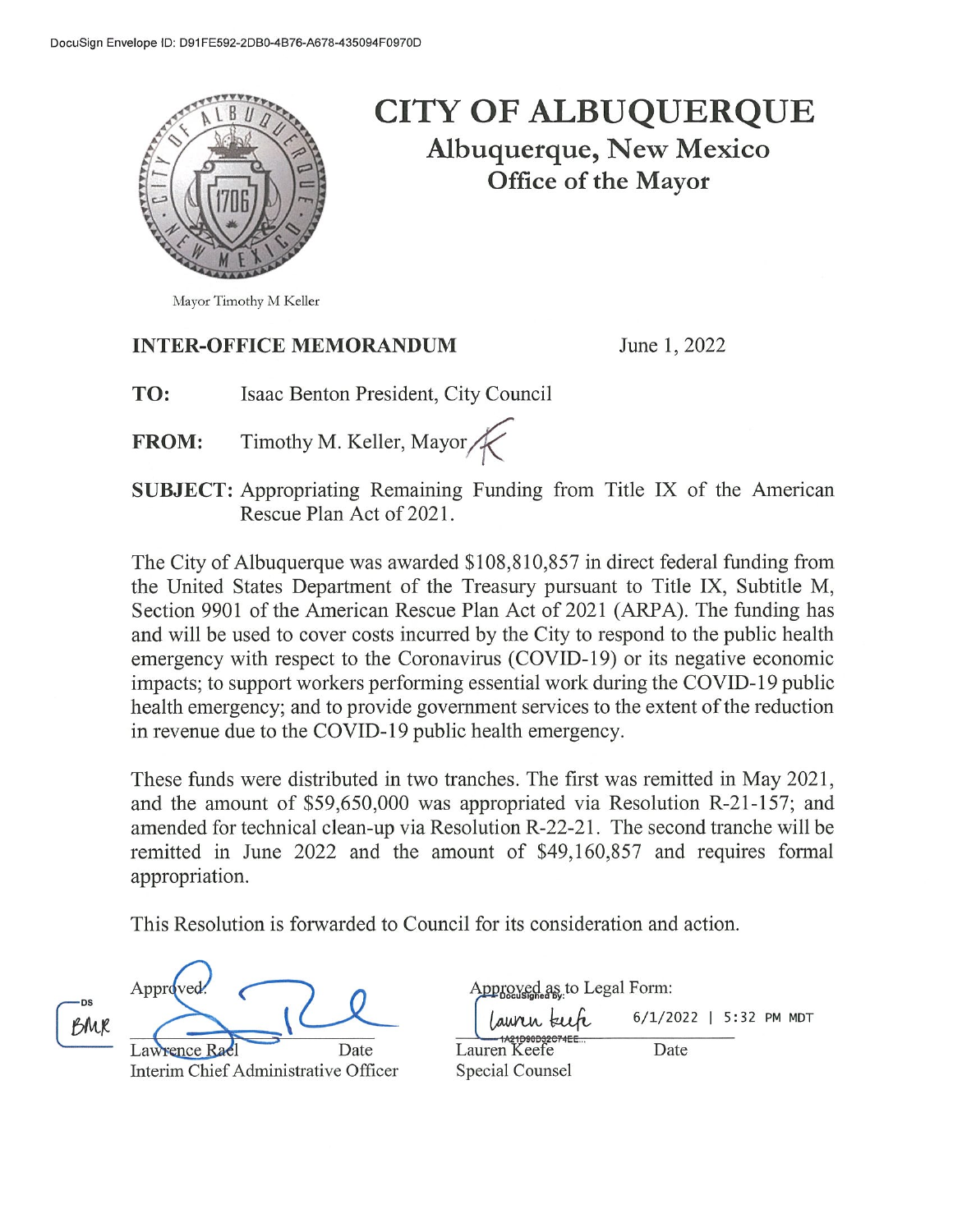DocuSign Envelope ID: D91FE592-2DB0-4B76-A678-435094F0970D

# CITY OF ALBUQUERQUE

## Albuquerque, New Mexico

## Office of the Mayor

Mayor Timothy M Keller

**INTER-OFFICE MEMORANDUM** June 1, 2022

**TO:** Isaac Benton President, City Council

**FROM:** Timothy M. Keller, Mayor

**SUBJECT:** Appropriating Remaining Funding from Title IX of the American Rescue Plan Act of 2021.

The City of Albuquerque was awarded $108,810,857 in direct federal funding from the United States Department of the Treasury pursuant to Title IX, Subtitle M, Section 9901 of the American Rescue Plan Act of 2021 (ARPA). The funding has and will be used to cover costs incurred by the City to respond to the public health emergency with respect to the Coronavirus (COVID-19) or its negative economic impacts; to support workers performing essential work during the COVID-19 public health emergency; and to provide government services to the extent of the reduction in revenue due to the COVID-19 public health emergency.

These funds were distributed in two tranches. The first was remitted in May 2021, and the amount of $59,650,000 was appropriated via Resolution R-21-157; and amended for technical clean-up via Resolution R-22-21. The second tranche will be remitted in June 2022 and the amount of $49,160,857 and requires formal appropriation.

This Resolution is forwarded to Council for its consideration and action.

DS BMR

Approved:

Lawrence Rael Date
Interim Chief Administrative Officer

Approved as to Legal Form:

DocuSigned by: Lauren Keefe 6/1/2022 | 5:32 PM MDT
1A21D90D32C74EE...

Lauren Keefe Date
Special Counsel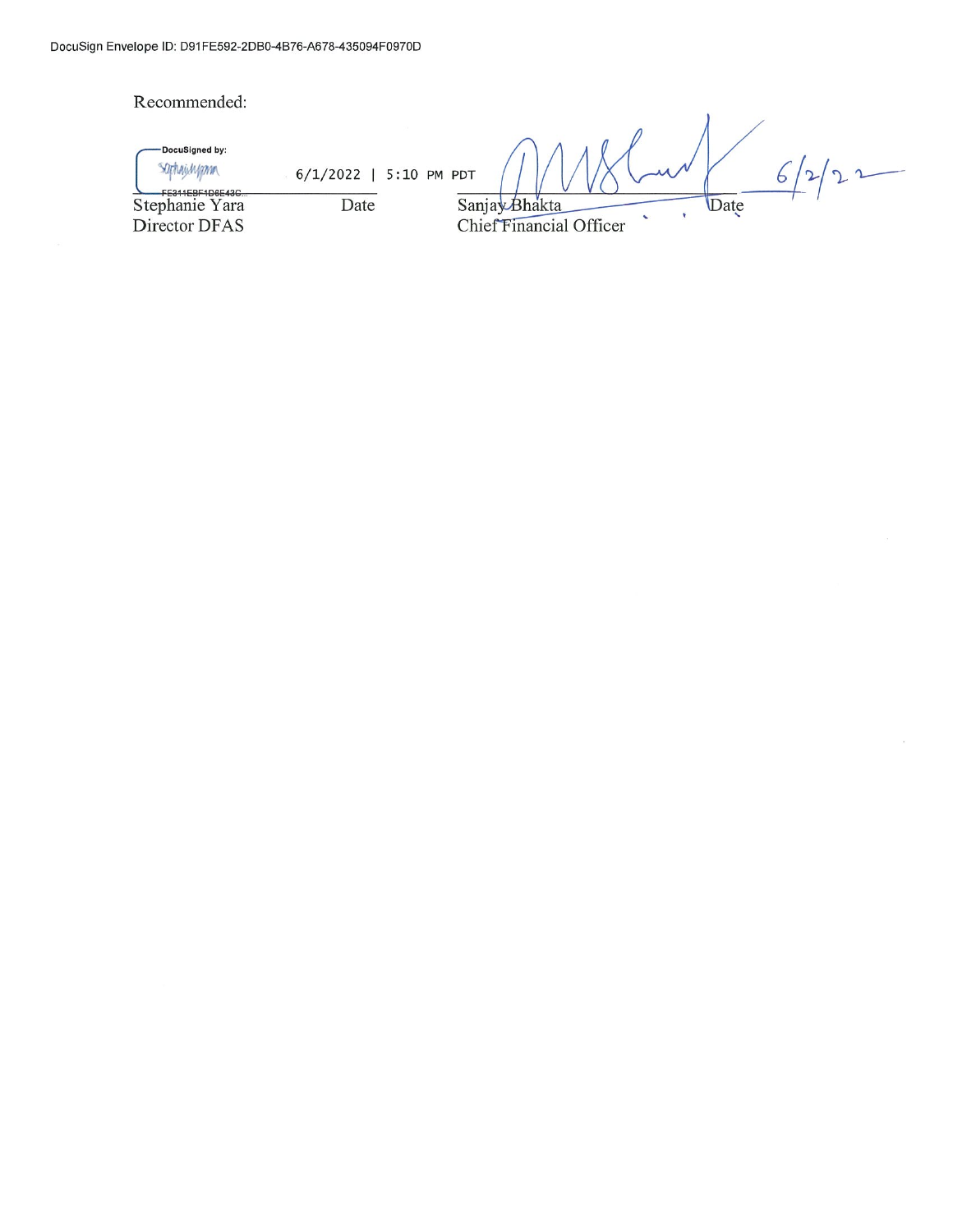DocuSign Envelope ID: D91FE592-2DB0-4B76-A678-435094F0970D

Recommended:

| DocuSigned by: FE311EBF1D8E43C... 6/1/2022 \| 5:10 PM PDT | | 6/2/22 | |
|---|---|---|---|
| Stephanie Yara | Date | Sanjay Bhakta | Date |
| Director DFAS | | Chief Financial Officer | |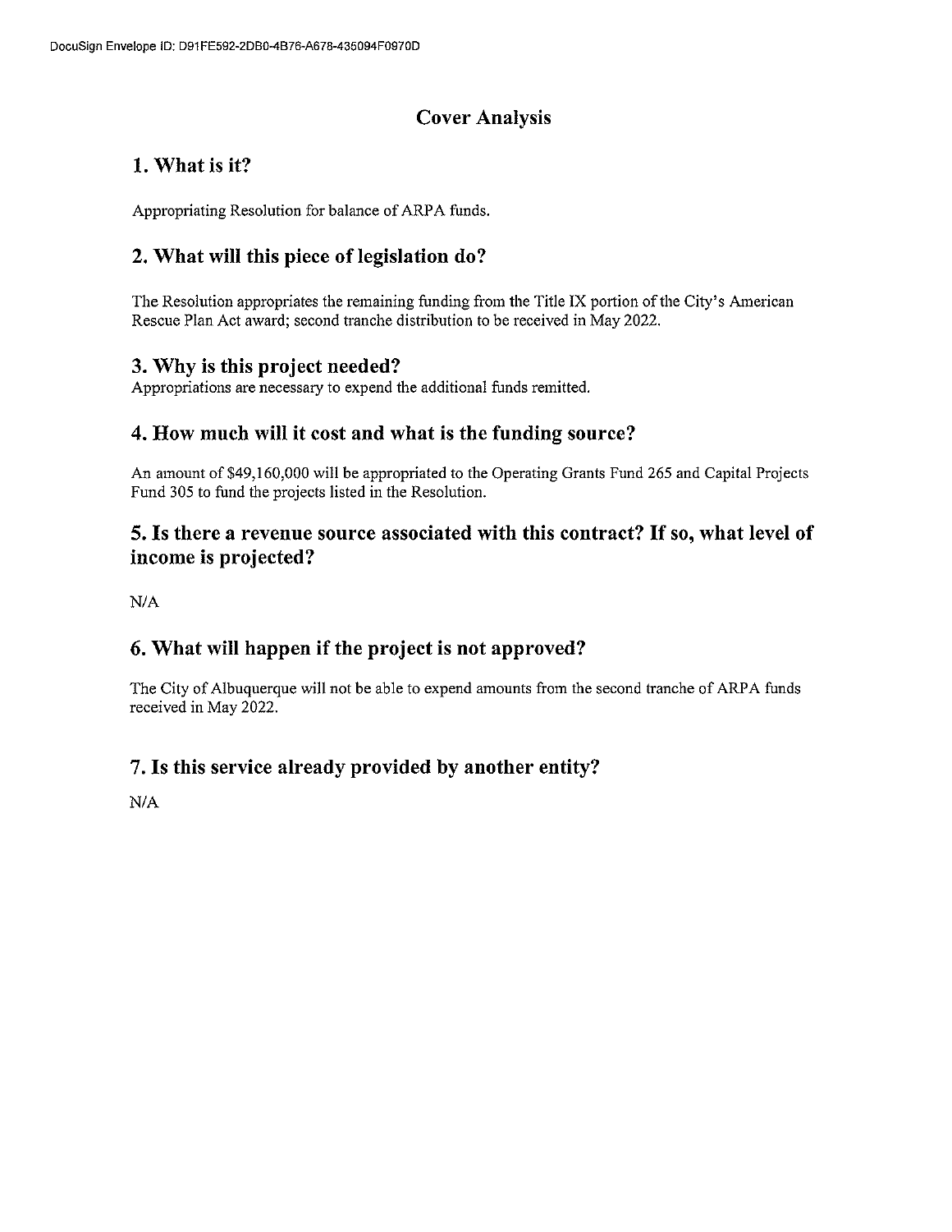# Cover Analysis

## 1. What is it?

Appropriating Resolution for balance of ARPA funds.

## 2. What will this piece of legislation do?

The Resolution appropriates the remaining funding from the Title IX portion of the City's American Rescue Plan Act award; second tranche distribution to be received in May 2022.

## 3. Why is this project needed?

Appropriations are necessary to expend the additional funds remitted.

## 4. How much will it cost and what is the funding source?

An amount of $49,160,000 will be appropriated to the Operating Grants Fund 265 and Capital Projects Fund 305 to fund the projects listed in the Resolution.

## 5. Is there a revenue source associated with this contract? If so, what level of income is projected?

N/A

## 6. What will happen if the project is not approved?

The City of Albuquerque will not be able to expend amounts from the second tranche of ARPA funds received in May 2022.

## 7. Is this service already provided by another entity?

N/A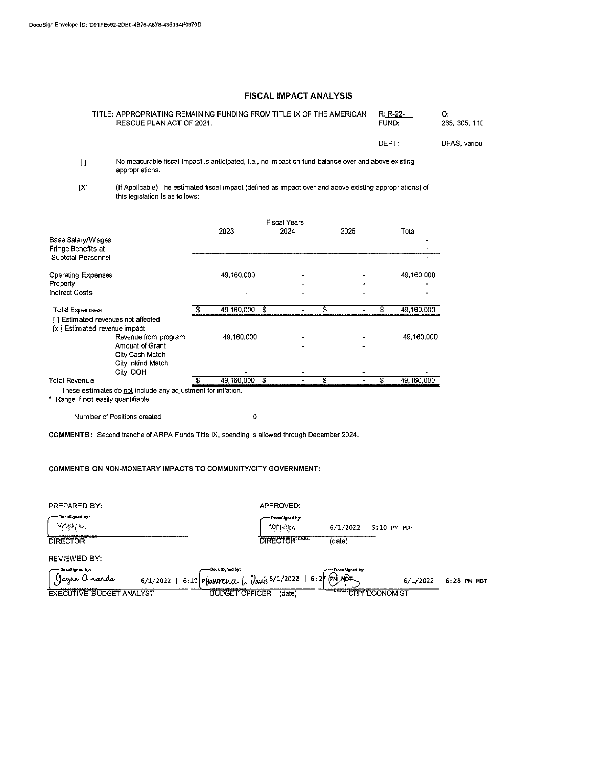DocuSign Envelope ID: D91FE592-2DB0-4B76-A678-435094F0970D

## FISCAL IMPACT ANALYSIS

TITLE: APPROPRIATING REMAINING FUNDING FROM TITLE IX OF THE AMERICAN RESCUE PLAN ACT OF 2021.

R: R-22-
O:
FUND: 265, 305, 11C
DEPT: DFAS, variou

[ ] No measurable fiscal impact is anticipated, i.e., no impact on fund balance over and above existing appropriations.

[X] (If Applicable) The estimated fiscal impact (defined as impact over and above existing appropriations) of this legislation is as follows:

| | Fiscal Years 2023 | 2024 | 2025 | Total |
|---|---|---|---|---|
| Base Salary/Wages | | | | - |
| Fringe Benefits at | | | | - |
| Subtotal Personnel | - | - | - | - |
| Operating Expenses | 49,160,000 | - | - | 49,160,000 |
| Property | | - | - | - |
| Indirect Costs | - | - | - | - |
| Total Expenses | $ 49,160,000 | $ - | $ - | $ 49,160,000 |
| [ ] Estimated revenues not affected | | | | |
| [x ] Estimated revenue impact | | | | |
| Revenue from program | 49,160,000 | - | - | 49,160,000 |
| Amount of Grant | | - | - | |
| City Cash Match | | | | |
| City Inkind Match | | | | |
| City IDOH | - | - | - | - |
| Total Revenue | $ 49,160,000 | $ - | $ - | $ 49,160,000 |

These estimates do not include any adjustment for inflation.
\* Range if not easily quantifiable.

Number of Positions created 0

**COMMENTS:** Second tranche of ARPA Funds Title IX, spending is allowed through December 2024.

**COMMENTS ON NON-MONETARY IMPACTS TO COMMUNITY/CITY GOVERNMENT:**

PREPARED BY:

DocuSigned by:
DIRECTOR

APPROVED:

DocuSigned by:
6/1/2022 | 5:10 PM PDT
DIRECTOR (date)

REVIEWED BY:

DocuSigned by: Jayne Aranda 6/1/2022 | 6:19
EXECUTIVE BUDGET ANALYST

DocuSigned by: Lawrence L. Davis 6/1/2022 | 6:27 PM MDT
BUDGET OFFICER (date)

DocuSigned by: 6/1/2022 | 6:28 PM MDT
CITY ECONOMIST